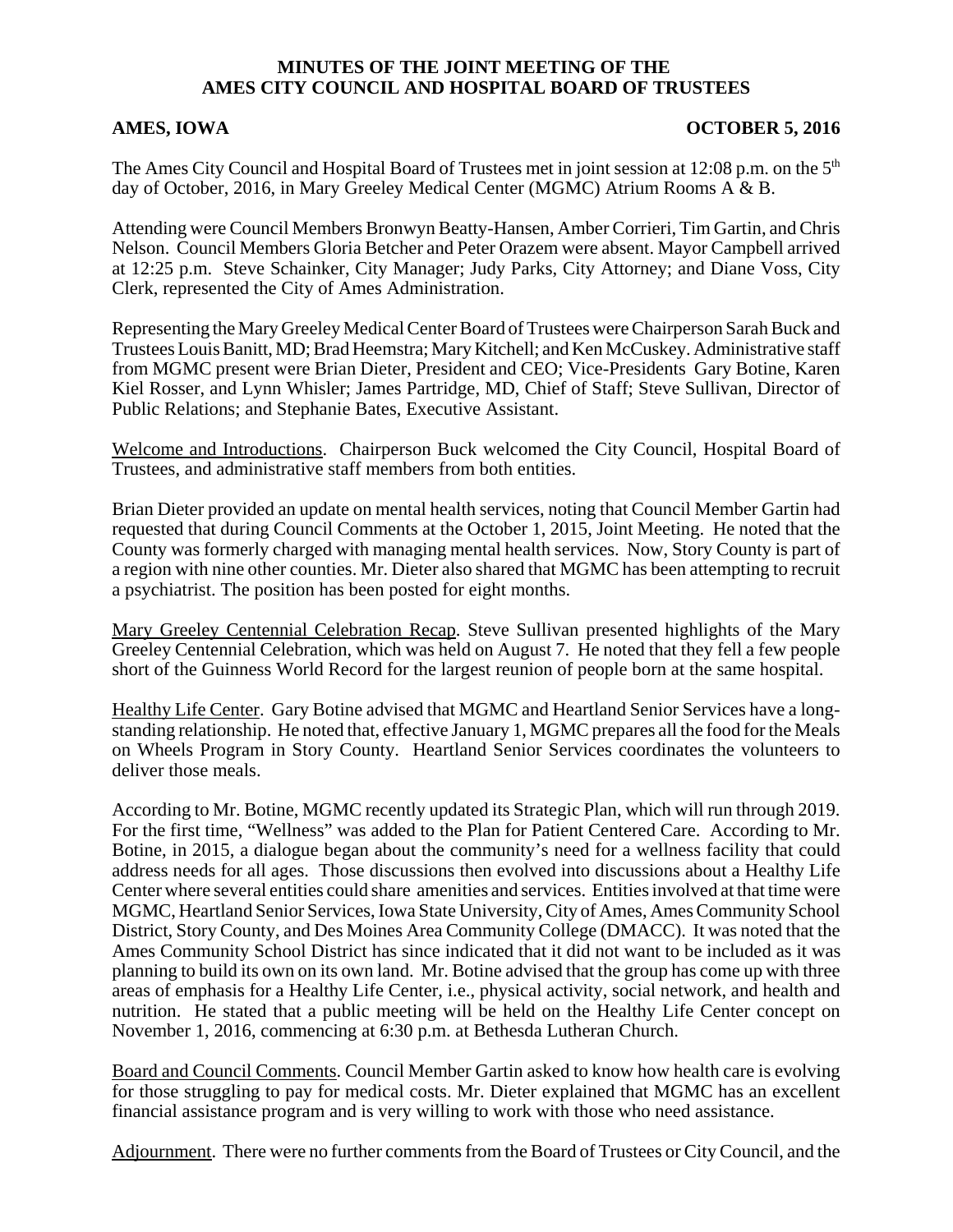**MINUTES OF THE JOINT MEETING OF THE AMES CITY COUNCIL AND HOSPITAL BOARD OF TRUSTEES**

**AMES, IOWA** **OCTOBER 5, 2016**

The Ames City Council and Hospital Board of Trustees met in joint session at 12:08 p.m. on the 5th day of October, 2016, in Mary Greeley Medical Center (MGMC) Atrium Rooms A & B.

Attending were Council Members Bronwyn Beatty-Hansen, Amber Corrieri, Tim Gartin, and Chris Nelson. Council Members Gloria Betcher and Peter Orazem were absent. Mayor Campbell arrived at 12:25 p.m. Steve Schainker, City Manager; Judy Parks, City Attorney; and Diane Voss, City Clerk, represented the City of Ames Administration.

Representing the Mary Greeley Medical Center Board of Trustees were Chairperson Sarah Buck and Trustees Louis Banitt, MD; Brad Heemstra; Mary Kitchell; and Ken McCuskey. Administrative staff from MGMC present were Brian Dieter, President and CEO; Vice-Presidents Gary Botine, Karen Kiel Rosser, and Lynn Whisler; James Partridge, MD, Chief of Staff; Steve Sullivan, Director of Public Relations; and Stephanie Bates, Executive Assistant.

Welcome and Introductions. Chairperson Buck welcomed the City Council, Hospital Board of Trustees, and administrative staff members from both entities.

Brian Dieter provided an update on mental health services, noting that Council Member Gartin had requested that during Council Comments at the October 1, 2015, Joint Meeting. He noted that the County was formerly charged with managing mental health services. Now, Story County is part of a region with nine other counties. Mr. Dieter also shared that MGMC has been attempting to recruit a psychiatrist. The position has been posted for eight months.

Mary Greeley Centennial Celebration Recap. Steve Sullivan presented highlights of the Mary Greeley Centennial Celebration, which was held on August 7. He noted that they fell a few people short of the Guinness World Record for the largest reunion of people born at the same hospital.

Healthy Life Center. Gary Botine advised that MGMC and Heartland Senior Services have a long-standing relationship. He noted that, effective January 1, MGMC prepares all the food for the Meals on Wheels Program in Story County. Heartland Senior Services coordinates the volunteers to deliver those meals.

According to Mr. Botine, MGMC recently updated its Strategic Plan, which will run through 2019. For the first time, "Wellness" was added to the Plan for Patient Centered Care. According to Mr. Botine, in 2015, a dialogue began about the community's need for a wellness facility that could address needs for all ages. Those discussions then evolved into discussions about a Healthy Life Center where several entities could share amenities and services. Entities involved at that time were MGMC, Heartland Senior Services, Iowa State University, City of Ames, Ames Community School District, Story County, and Des Moines Area Community College (DMACC). It was noted that the Ames Community School District has since indicated that it did not want to be included as it was planning to build its own on its own land. Mr. Botine advised that the group has come up with three areas of emphasis for a Healthy Life Center, i.e., physical activity, social network, and health and nutrition. He stated that a public meeting will be held on the Healthy Life Center concept on November 1, 2016, commencing at 6:30 p.m. at Bethesda Lutheran Church.

Board and Council Comments. Council Member Gartin asked to know how health care is evolving for those struggling to pay for medical costs. Mr. Dieter explained that MGMC has an excellent financial assistance program and is very willing to work with those who need assistance.

Adjournment. There were no further comments from the Board of Trustees or City Council, and the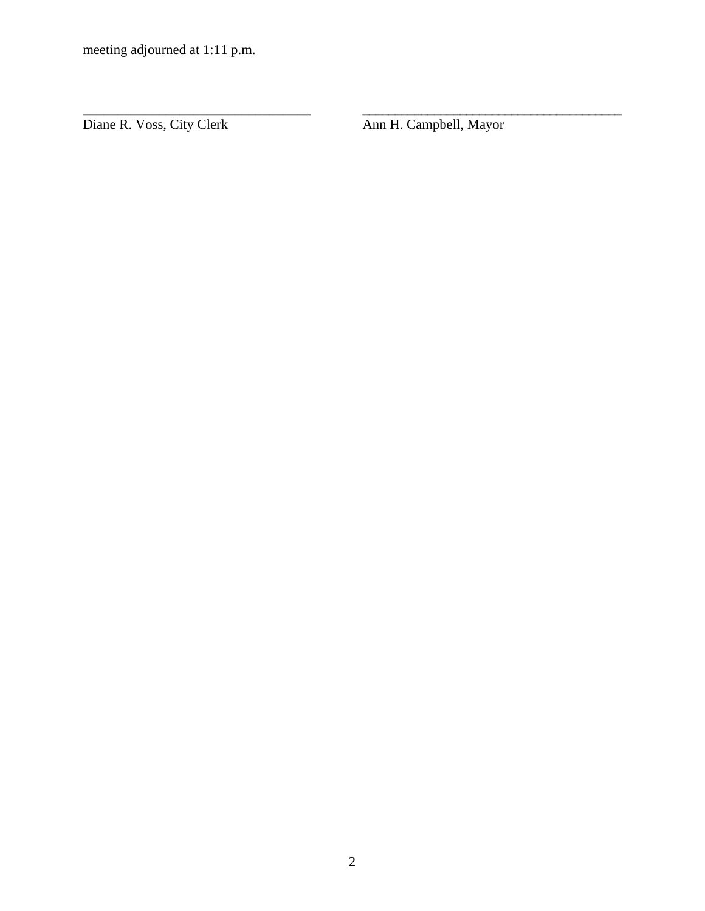meeting adjourned at 1:11 p.m.

\_\_\_\_\_\_\_\_\_\_\_\_\_\_\_\_\_\_\_\_\_\_\_\_\_\_\_\_\_\_\_\_\_\_ \_\_\_\_\_\_\_\_\_\_\_\_\_\_\_\_\_\_\_\_\_\_\_\_\_\_\_\_\_\_\_\_\_\_\_\_\_\_\_\_

Diane R. Voss, City Clerk    Ann H. Campbell, Mayor